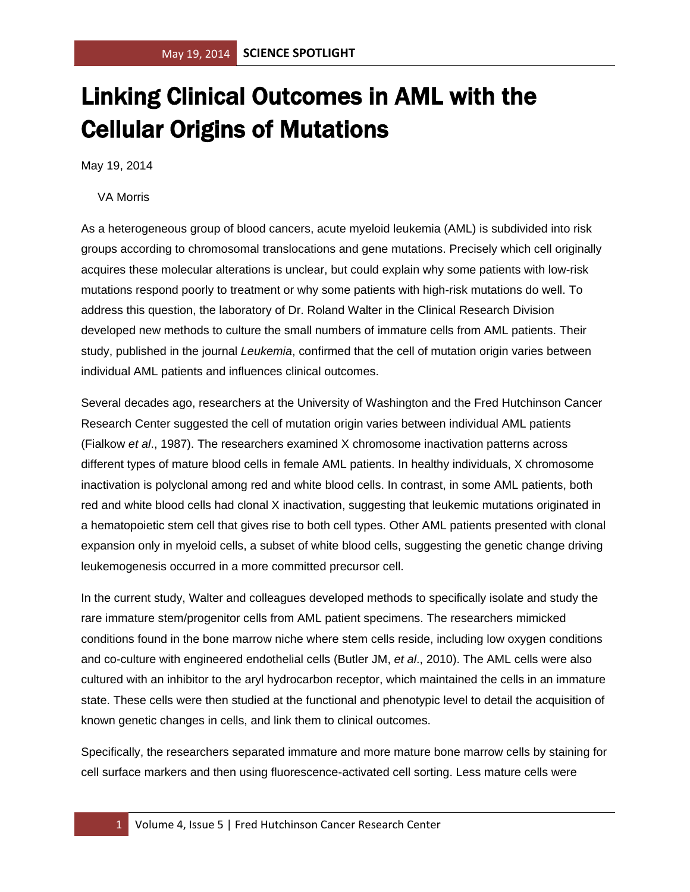# Linking Clinical Outcomes in AML with the Cellular Origins of Mutations

May 19, 2014

VA Morris

As a heterogeneous group of blood cancers, acute myeloid leukemia (AML) is subdivided into risk groups according to chromosomal translocations and gene mutations. Precisely which cell originally acquires these molecular alterations is unclear, but could explain why some patients with low-risk mutations respond poorly to treatment or why some patients with high-risk mutations do well. To address this question, the laboratory of Dr. Roland Walter in the Clinical Research Division developed new methods to culture the small numbers of immature cells from AML patients. Their study, published in the journal *Leukemia*, confirmed that the cell of mutation origin varies between individual AML patients and influences clinical outcomes.

Several decades ago, researchers at the University of Washington and the Fred Hutchinson Cancer Research Center suggested the cell of mutation origin varies between individual AML patients (Fialkow *et al*., 1987). The researchers examined X chromosome inactivation patterns across different types of mature blood cells in female AML patients. In healthy individuals, X chromosome inactivation is polyclonal among red and white blood cells. In contrast, in some AML patients, both red and white blood cells had clonal X inactivation, suggesting that leukemic mutations originated in a hematopoietic stem cell that gives rise to both cell types. Other AML patients presented with clonal expansion only in myeloid cells, a subset of white blood cells, suggesting the genetic change driving leukemogenesis occurred in a more committed precursor cell.

In the current study, Walter and colleagues developed methods to specifically isolate and study the rare immature stem/progenitor cells from AML patient specimens. The researchers mimicked conditions found in the bone marrow niche where stem cells reside, including low oxygen conditions and co-culture with engineered endothelial cells (Butler JM, *et al*., 2010). The AML cells were also cultured with an inhibitor to the aryl hydrocarbon receptor, which maintained the cells in an immature state. These cells were then studied at the functional and phenotypic level to detail the acquisition of known genetic changes in cells, and link them to clinical outcomes.

Specifically, the researchers separated immature and more mature bone marrow cells by staining for cell surface markers and then using fluorescence-activated cell sorting. Less mature cells were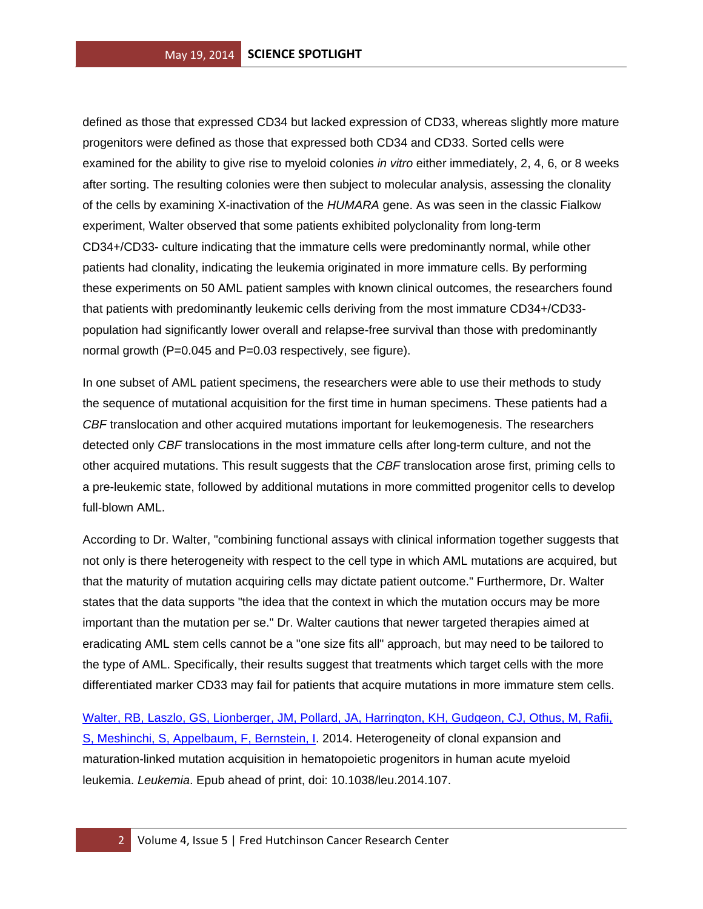defined as those that expressed CD34 but lacked expression of CD33, whereas slightly more mature progenitors were defined as those that expressed both CD34 and CD33. Sorted cells were examined for the ability to give rise to myeloid colonies *in vitro* either immediately, 2, 4, 6, or 8 weeks after sorting. The resulting colonies were then subject to molecular analysis, assessing the clonality of the cells by examining X-inactivation of the *HUMARA* gene. As was seen in the classic Fialkow experiment, Walter observed that some patients exhibited polyclonality from long-term CD34+/CD33- culture indicating that the immature cells were predominantly normal, while other patients had clonality, indicating the leukemia originated in more immature cells. By performing these experiments on 50 AML patient samples with known clinical outcomes, the researchers found that patients with predominantly leukemic cells deriving from the most immature CD34+/CD33- population had significantly lower overall and relapse-free survival than those with predominantly normal growth ($P=0.045$ and $P=0.03$ respectively, see figure).

In one subset of AML patient specimens, the researchers were able to use their methods to study the sequence of mutational acquisition for the first time in human specimens. These patients had a *CBF* translocation and other acquired mutations important for leukemogenesis. The researchers detected only *CBF* translocations in the most immature cells after long-term culture, and not the other acquired mutations. This result suggests that the *CBF* translocation arose first, priming cells to a pre-leukemic state, followed by additional mutations in more committed progenitor cells to develop full-blown AML.

According to Dr. Walter, "combining functional assays with clinical information together suggests that not only is there heterogeneity with respect to the cell type in which AML mutations are acquired, but that the maturity of mutation acquiring cells may dictate patient outcome." Furthermore, Dr. Walter states that the data supports "the idea that the context in which the mutation occurs may be more important than the mutation per se." Dr. Walter cautions that newer targeted therapies aimed at eradicating AML stem cells cannot be a "one size fits all" approach, but may need to be tailored to the type of AML. Specifically, their results suggest that treatments which target cells with the more differentiated marker CD33 may fail for patients that acquire mutations in more immature stem cells.

Walter, RB, Laszlo, GS, Lionberger, JM, Pollard, JA, Harrington, KH, Gudgeon, CJ, Othus, M, Rafii, S, Meshinchi, S, Appelbaum, F, Bernstein, I. 2014. Heterogeneity of clonal expansion and maturation-linked mutation acquisition in hematopoietic progenitors in human acute myeloid leukemia. *Leukemia*. Epub ahead of print, doi: 10.1038/leu.2014.107.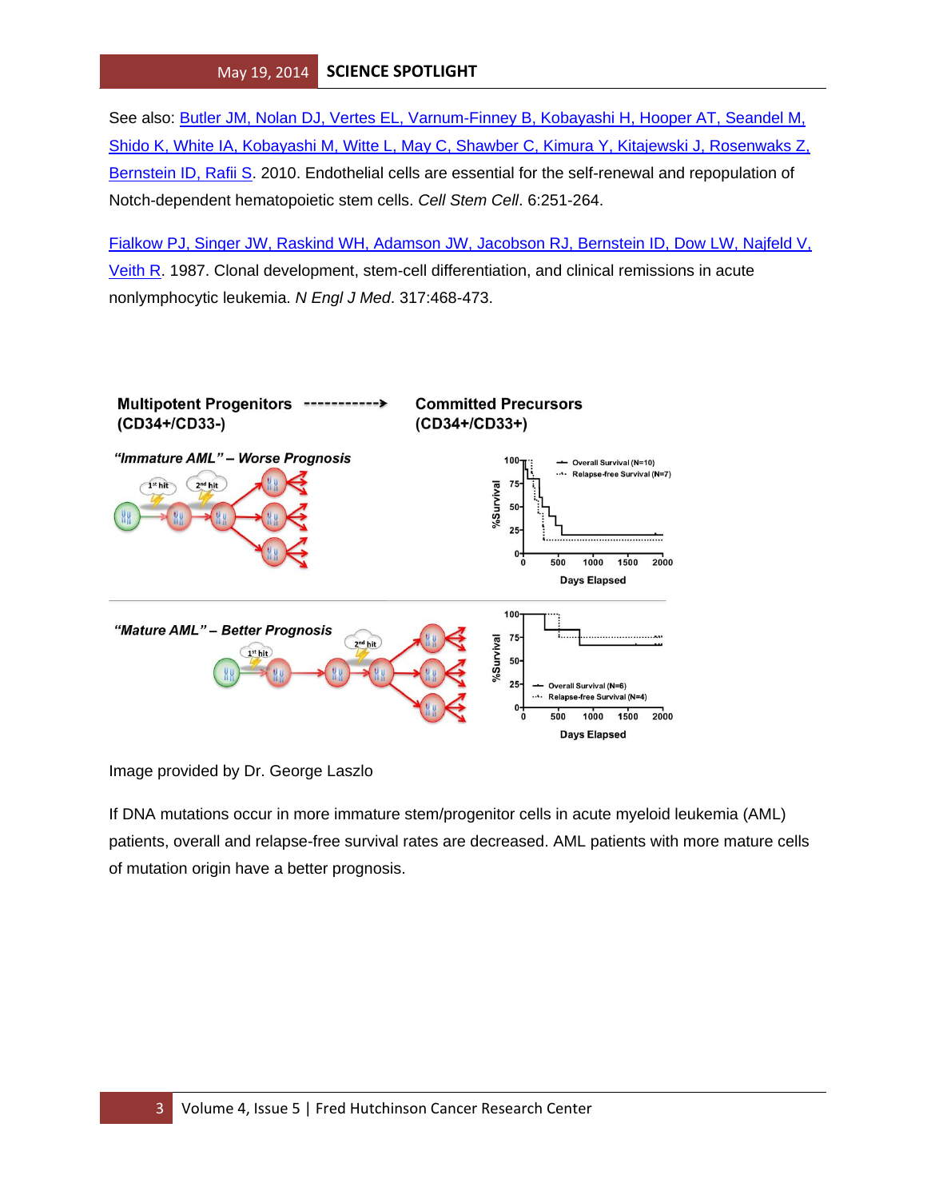See also: Butler JM, Nolan DJ, Vertes EL, Varnum-Finney B, Kobayashi H, Hooper AT, Seandel M, Shido K, White IA, Kobayashi M, Witte L, May C, Shawber C, Kimura Y, Kitajewski J, Rosenwaks Z, Bernstein ID, Rafii S. 2010. Endothelial cells are essential for the self-renewal and repopulation of Notch-dependent hematopoietic stem cells. *Cell Stem Cell*. 6:251-264.

Fialkow PJ, Singer JW, Raskind WH, Adamson JW, Jacobson RJ, Bernstein ID, Dow LW, Najfeld V, Veith R. 1987. Clonal development, stem-cell differentiation, and clinical remissions in acute nonlymphocytic leukemia. *N Engl J Med*. 317:468-473.

**Multipotent Progenitors (CD34+/CD33-)**

**Committed Precursors (CD34+/CD33+)**

***"Immature AML" – Worse Prognosis***

1st hit

2nd hit

Overall Survival (N=10)

Relapse-free Survival (N=7)

%Survival

100

75

50

25

0

0

500

1000

1500

2000

Days Elapsed

***"Mature AML" – Better Prognosis***

1st hit

2nd hit

Overall Survival (N=6)

Relapse-free Survival (N=4)

%Survival

100

75

50

25

0

0

500

1000

1500

2000

Days Elapsed

Image provided by Dr. George Laszlo

If DNA mutations occur in more immature stem/progenitor cells in acute myeloid leukemia (AML) patients, overall and relapse-free survival rates are decreased. AML patients with more mature cells of mutation origin have a better prognosis.